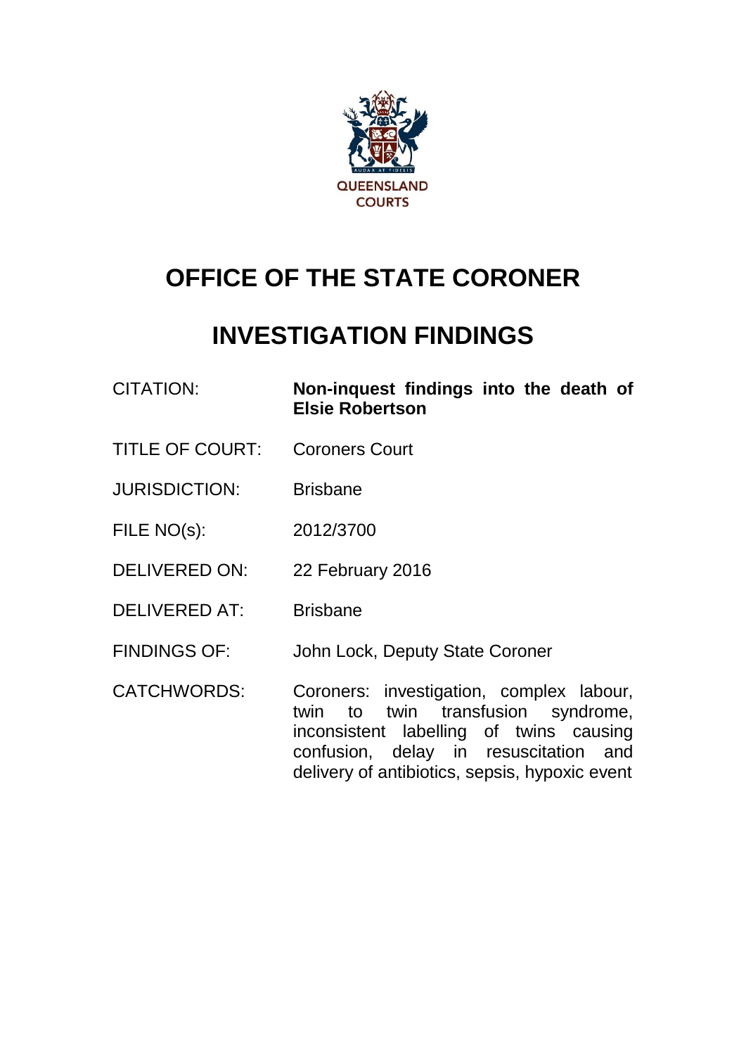QUEENSLAND COURTS

# OFFICE OF THE STATE CORONER

# INVESTIGATION FINDINGS

| | |
|---|---|
| CITATION: | **Non-inquest findings into the death of Elsie Robertson** |
| TITLE OF COURT: | Coroners Court |
| JURISDICTION: | Brisbane |
| FILE NO(s): | 2012/3700 |
| DELIVERED ON: | 22 February 2016 |
| DELIVERED AT: | Brisbane |
| FINDINGS OF: | John Lock, Deputy State Coroner |
| CATCHWORDS: | Coroners: investigation, complex labour, twin to twin transfusion syndrome, inconsistent labelling of twins causing confusion, delay in resuscitation and delivery of antibiotics, sepsis, hypoxic event |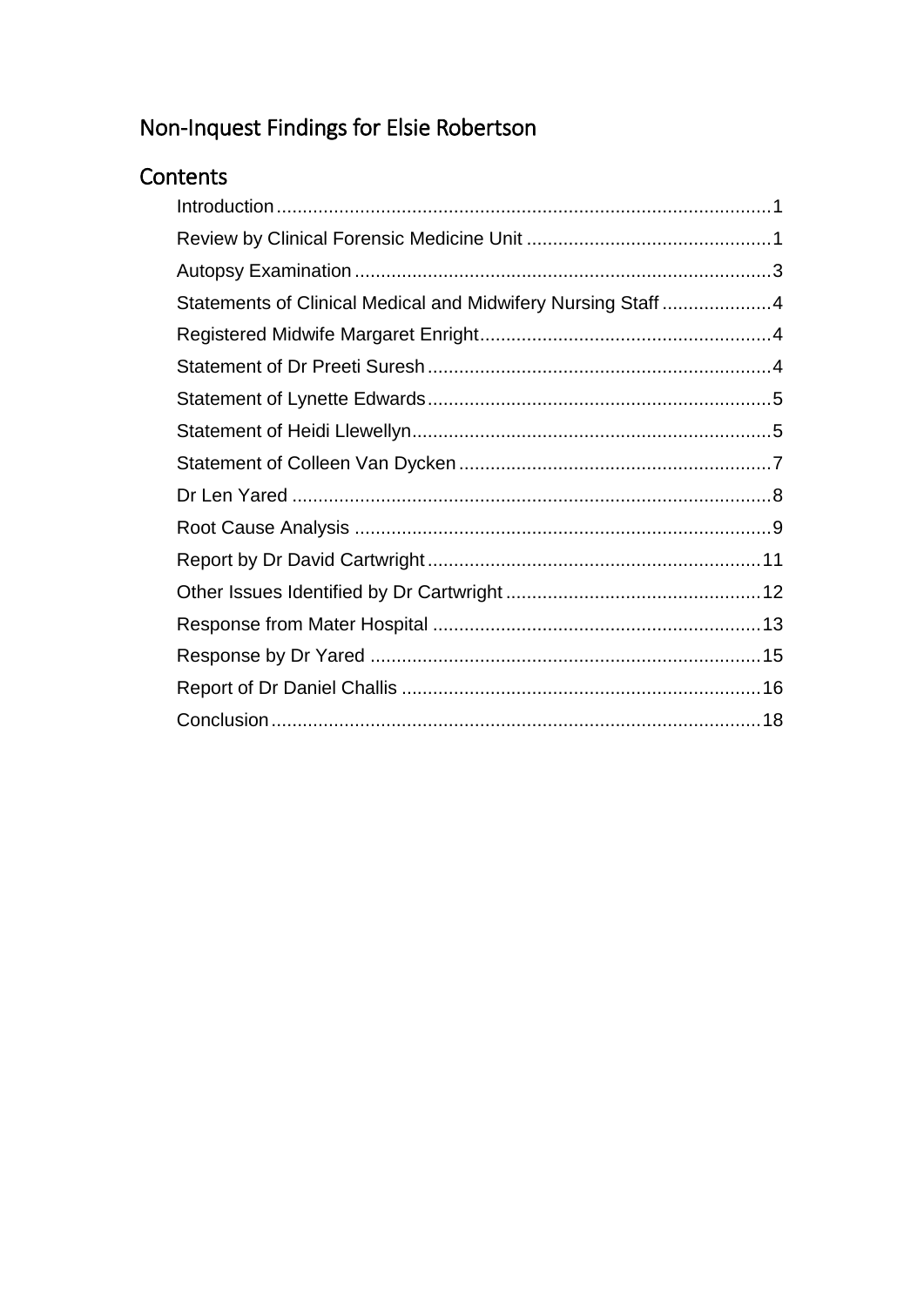# Non-Inquest Findings for Elsie Robertson

## Contents

- Introduction ........ 1
- Review by Clinical Forensic Medicine Unit ........ 1
- Autopsy Examination ........ 3
- Statements of Clinical Medical and Midwifery Nursing Staff ........ 4
- Registered Midwife Margaret Enright ........ 4
- Statement of Dr Preeti Suresh ........ 4
- Statement of Lynette Edwards ........ 5
- Statement of Heidi Llewellyn ........ 5
- Statement of Colleen Van Dycken ........ 7
- Dr Len Yared ........ 8
- Root Cause Analysis ........ 9
- Report by Dr David Cartwright ........ 11
- Other Issues Identified by Dr Cartwright ........ 12
- Response from Mater Hospital ........ 13
- Response by Dr Yared ........ 15
- Report of Dr Daniel Challis ........ 16
- Conclusion ........ 18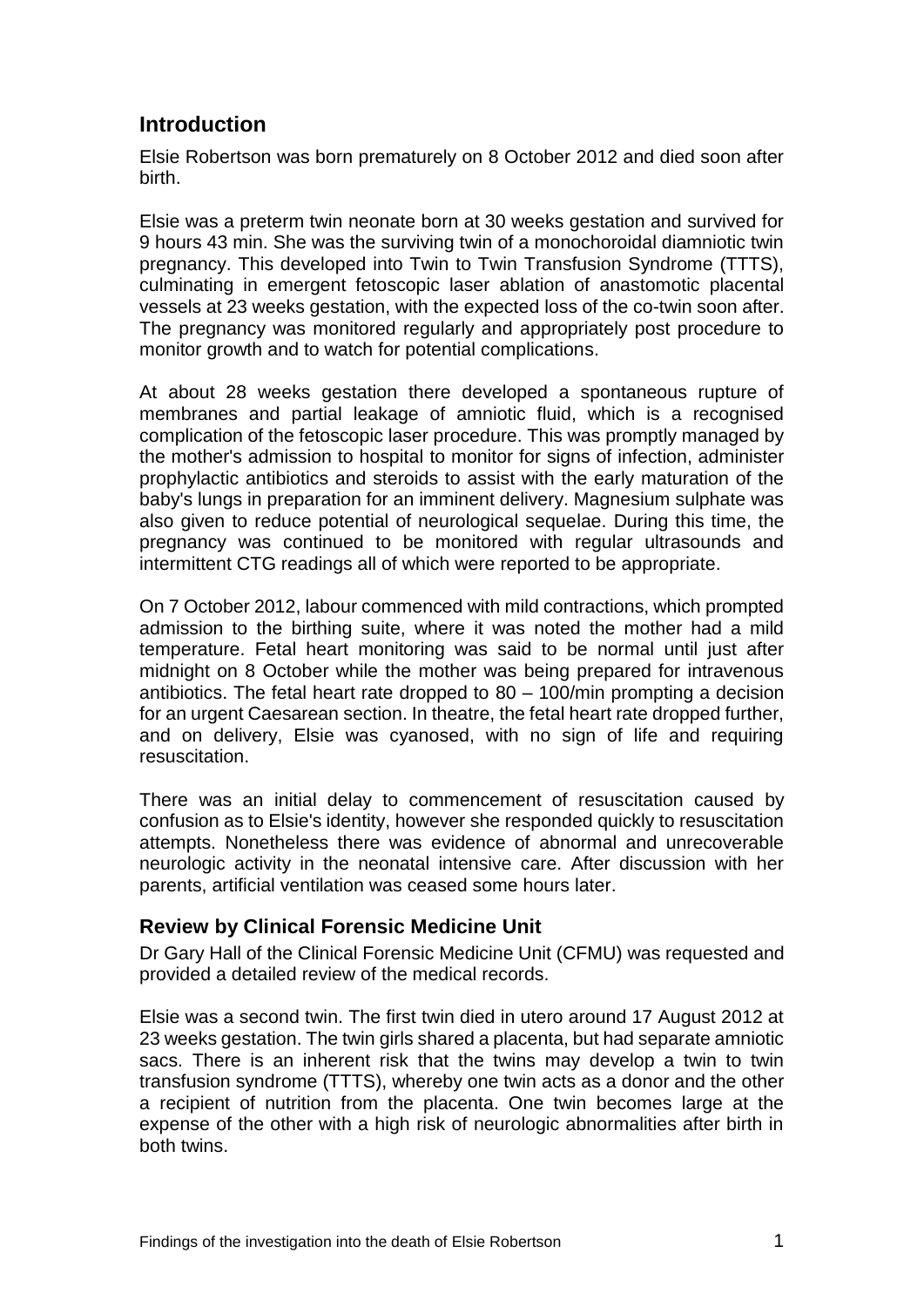## Introduction

Elsie Robertson was born prematurely on 8 October 2012 and died soon after birth.

Elsie was a preterm twin neonate born at 30 weeks gestation and survived for 9 hours 43 min. She was the surviving twin of a monochoroidal diamniotic twin pregnancy. This developed into Twin to Twin Transfusion Syndrome (TTTS), culminating in emergent fetoscopic laser ablation of anastomotic placental vessels at 23 weeks gestation, with the expected loss of the co-twin soon after. The pregnancy was monitored regularly and appropriately post procedure to monitor growth and to watch for potential complications.

At about 28 weeks gestation there developed a spontaneous rupture of membranes and partial leakage of amniotic fluid, which is a recognised complication of the fetoscopic laser procedure. This was promptly managed by the mother's admission to hospital to monitor for signs of infection, administer prophylactic antibiotics and steroids to assist with the early maturation of the baby's lungs in preparation for an imminent delivery. Magnesium sulphate was also given to reduce potential of neurological sequelae. During this time, the pregnancy was continued to be monitored with regular ultrasounds and intermittent CTG readings all of which were reported to be appropriate.

On 7 October 2012, labour commenced with mild contractions, which prompted admission to the birthing suite, where it was noted the mother had a mild temperature. Fetal heart monitoring was said to be normal until just after midnight on 8 October while the mother was being prepared for intravenous antibiotics. The fetal heart rate dropped to 80 – 100/min prompting a decision for an urgent Caesarean section. In theatre, the fetal heart rate dropped further, and on delivery, Elsie was cyanosed, with no sign of life and requiring resuscitation.

There was an initial delay to commencement of resuscitation caused by confusion as to Elsie's identity, however she responded quickly to resuscitation attempts. Nonetheless there was evidence of abnormal and unrecoverable neurologic activity in the neonatal intensive care. After discussion with her parents, artificial ventilation was ceased some hours later.

### Review by Clinical Forensic Medicine Unit

Dr Gary Hall of the Clinical Forensic Medicine Unit (CFMU) was requested and provided a detailed review of the medical records.

Elsie was a second twin. The first twin died in utero around 17 August 2012 at 23 weeks gestation. The twin girls shared a placenta, but had separate amniotic sacs. There is an inherent risk that the twins may develop a twin to twin transfusion syndrome (TTTS), whereby one twin acts as a donor and the other a recipient of nutrition from the placenta. One twin becomes large at the expense of the other with a high risk of neurologic abnormalities after birth in both twins.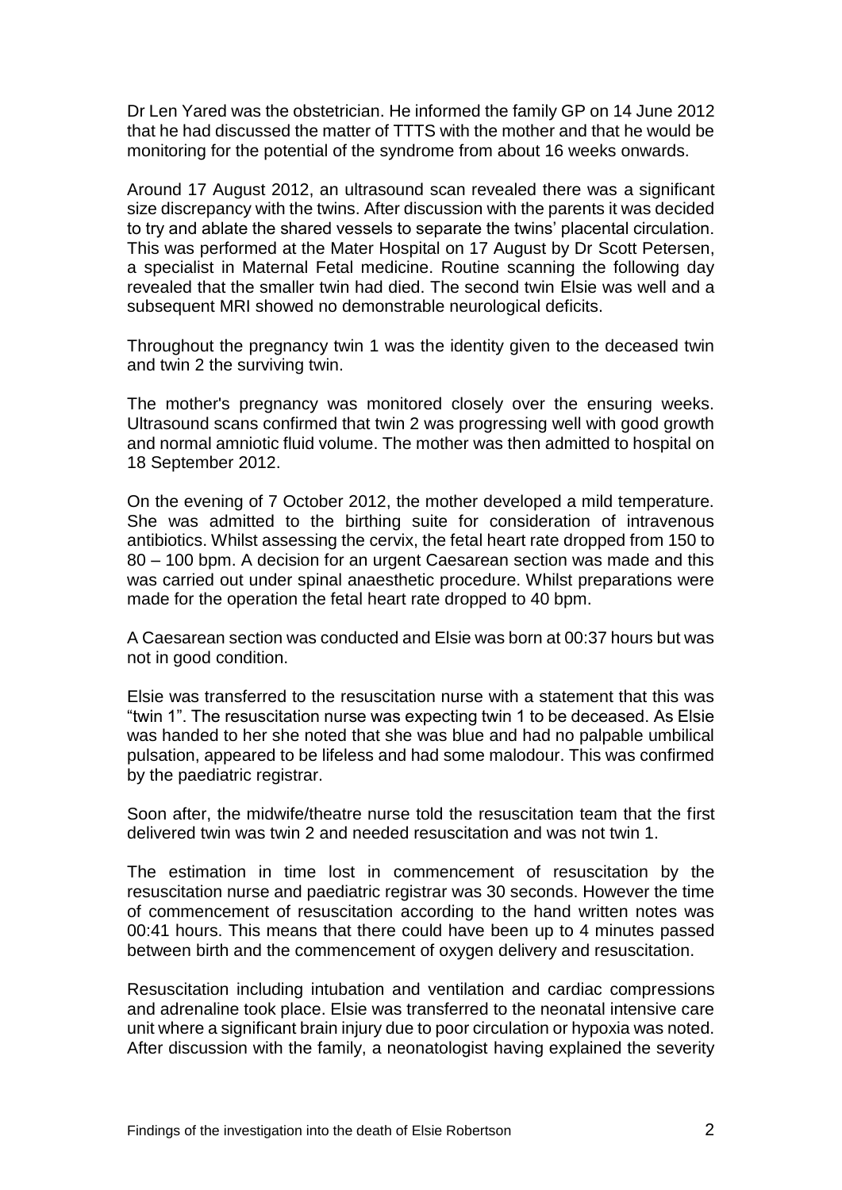Dr Len Yared was the obstetrician. He informed the family GP on 14 June 2012 that he had discussed the matter of TTTS with the mother and that he would be monitoring for the potential of the syndrome from about 16 weeks onwards.

Around 17 August 2012, an ultrasound scan revealed there was a significant size discrepancy with the twins. After discussion with the parents it was decided to try and ablate the shared vessels to separate the twins' placental circulation. This was performed at the Mater Hospital on 17 August by Dr Scott Petersen, a specialist in Maternal Fetal medicine. Routine scanning the following day revealed that the smaller twin had died. The second twin Elsie was well and a subsequent MRI showed no demonstrable neurological deficits.

Throughout the pregnancy twin 1 was the identity given to the deceased twin and twin 2 the surviving twin.

The mother's pregnancy was monitored closely over the ensuring weeks. Ultrasound scans confirmed that twin 2 was progressing well with good growth and normal amniotic fluid volume. The mother was then admitted to hospital on 18 September 2012.

On the evening of 7 October 2012, the mother developed a mild temperature. She was admitted to the birthing suite for consideration of intravenous antibiotics. Whilst assessing the cervix, the fetal heart rate dropped from 150 to 80 – 100 bpm. A decision for an urgent Caesarean section was made and this was carried out under spinal anaesthetic procedure. Whilst preparations were made for the operation the fetal heart rate dropped to 40 bpm.

A Caesarean section was conducted and Elsie was born at 00:37 hours but was not in good condition.

Elsie was transferred to the resuscitation nurse with a statement that this was "twin 1". The resuscitation nurse was expecting twin 1 to be deceased. As Elsie was handed to her she noted that she was blue and had no palpable umbilical pulsation, appeared to be lifeless and had some malodour. This was confirmed by the paediatric registrar.

Soon after, the midwife/theatre nurse told the resuscitation team that the first delivered twin was twin 2 and needed resuscitation and was not twin 1.

The estimation in time lost in commencement of resuscitation by the resuscitation nurse and paediatric registrar was 30 seconds. However the time of commencement of resuscitation according to the hand written notes was 00:41 hours. This means that there could have been up to 4 minutes passed between birth and the commencement of oxygen delivery and resuscitation.

Resuscitation including intubation and ventilation and cardiac compressions and adrenaline took place. Elsie was transferred to the neonatal intensive care unit where a significant brain injury due to poor circulation or hypoxia was noted. After discussion with the family, a neonatologist having explained the severity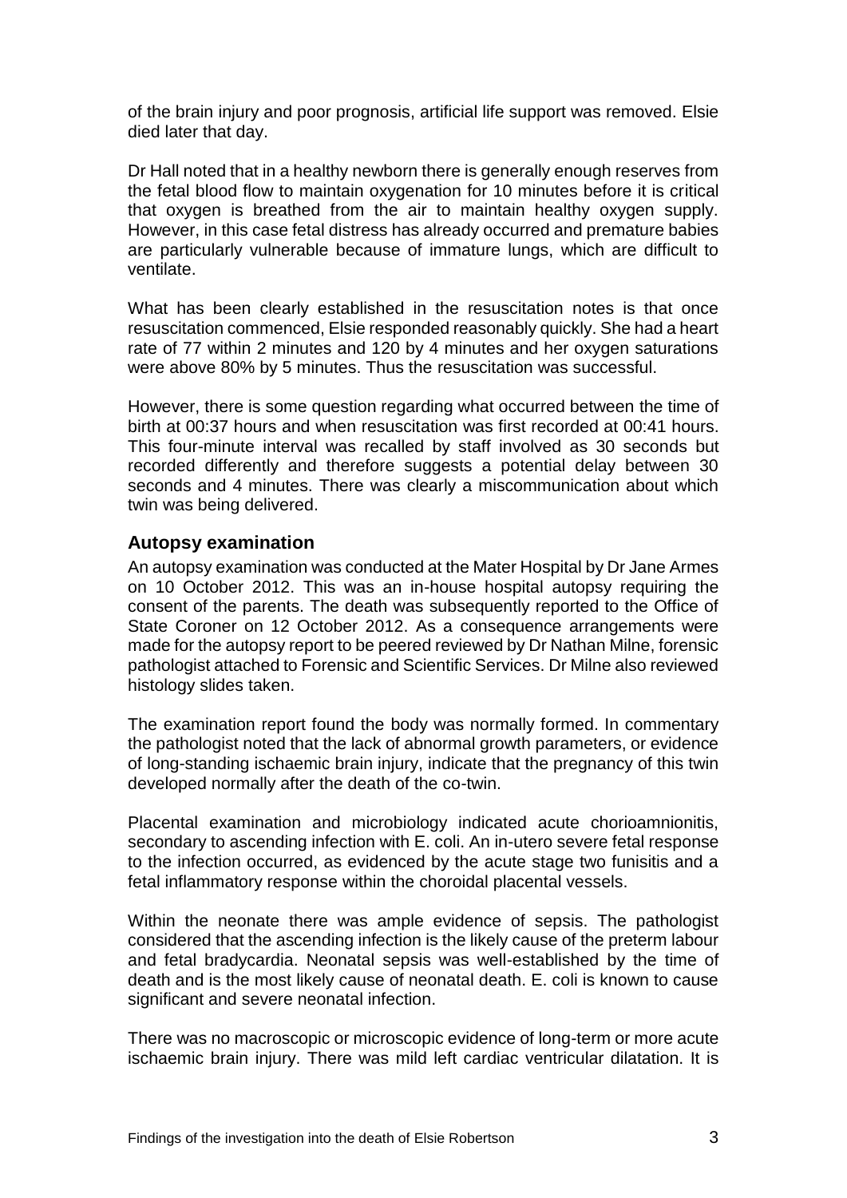of the brain injury and poor prognosis, artificial life support was removed. Elsie died later that day.

Dr Hall noted that in a healthy newborn there is generally enough reserves from the fetal blood flow to maintain oxygenation for 10 minutes before it is critical that oxygen is breathed from the air to maintain healthy oxygen supply. However, in this case fetal distress has already occurred and premature babies are particularly vulnerable because of immature lungs, which are difficult to ventilate.

What has been clearly established in the resuscitation notes is that once resuscitation commenced, Elsie responded reasonably quickly. She had a heart rate of 77 within 2 minutes and 120 by 4 minutes and her oxygen saturations were above 80% by 5 minutes. Thus the resuscitation was successful.

However, there is some question regarding what occurred between the time of birth at 00:37 hours and when resuscitation was first recorded at 00:41 hours. This four-minute interval was recalled by staff involved as 30 seconds but recorded differently and therefore suggests a potential delay between 30 seconds and 4 minutes. There was clearly a miscommunication about which twin was being delivered.

### Autopsy examination

An autopsy examination was conducted at the Mater Hospital by Dr Jane Armes on 10 October 2012. This was an in-house hospital autopsy requiring the consent of the parents. The death was subsequently reported to the Office of State Coroner on 12 October 2012. As a consequence arrangements were made for the autopsy report to be peered reviewed by Dr Nathan Milne, forensic pathologist attached to Forensic and Scientific Services. Dr Milne also reviewed histology slides taken.

The examination report found the body was normally formed. In commentary the pathologist noted that the lack of abnormal growth parameters, or evidence of long-standing ischaemic brain injury, indicate that the pregnancy of this twin developed normally after the death of the co-twin.

Placental examination and microbiology indicated acute chorioamnionitis, secondary to ascending infection with E. coli. An in-utero severe fetal response to the infection occurred, as evidenced by the acute stage two funisitis and a fetal inflammatory response within the choroidal placental vessels.

Within the neonate there was ample evidence of sepsis. The pathologist considered that the ascending infection is the likely cause of the preterm labour and fetal bradycardia. Neonatal sepsis was well-established by the time of death and is the most likely cause of neonatal death. E. coli is known to cause significant and severe neonatal infection.

There was no macroscopic or microscopic evidence of long-term or more acute ischaemic brain injury. There was mild left cardiac ventricular dilatation. It is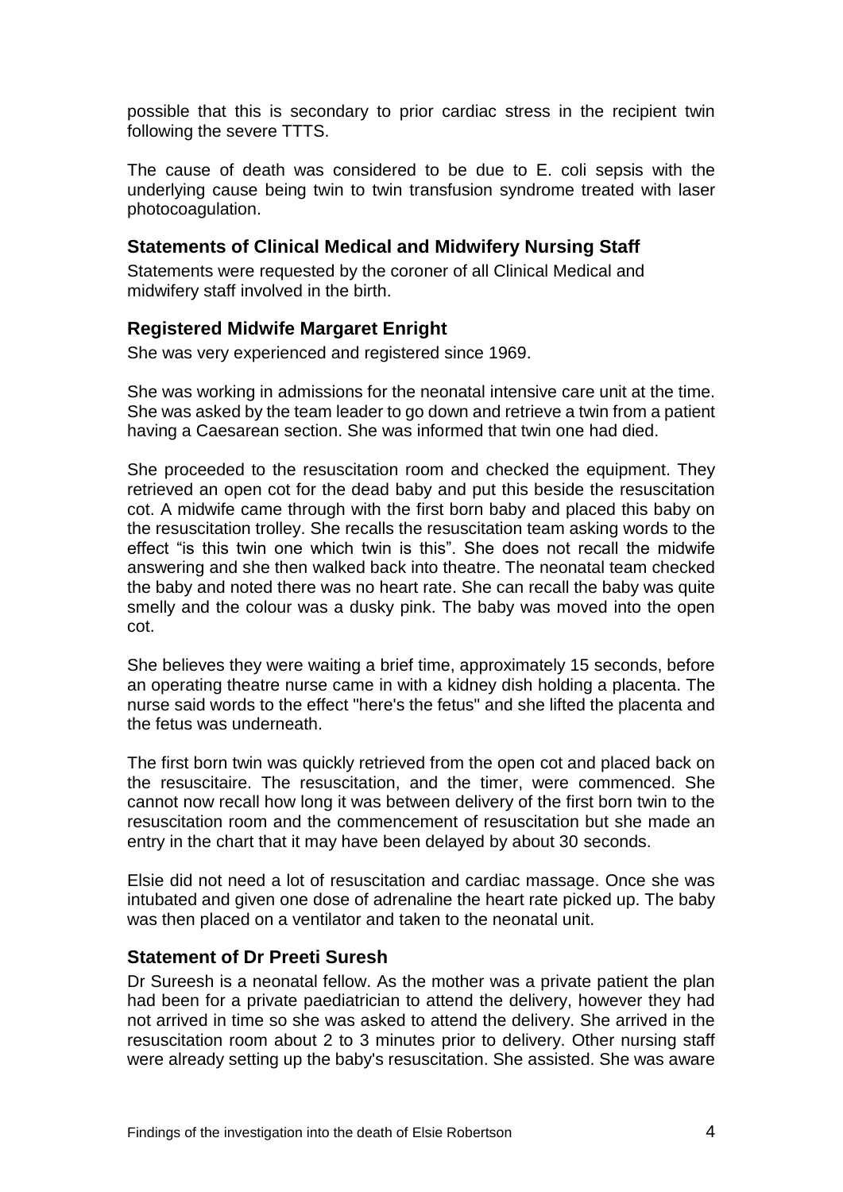possible that this is secondary to prior cardiac stress in the recipient twin following the severe TTTS.

The cause of death was considered to be due to E. coli sepsis with the underlying cause being twin to twin transfusion syndrome treated with laser photocoagulation.

## Statements of Clinical Medical and Midwifery Nursing Staff

Statements were requested by the coroner of all Clinical Medical and midwifery staff involved in the birth.

## Registered Midwife Margaret Enright

She was very experienced and registered since 1969.

She was working in admissions for the neonatal intensive care unit at the time. She was asked by the team leader to go down and retrieve a twin from a patient having a Caesarean section. She was informed that twin one had died.

She proceeded to the resuscitation room and checked the equipment. They retrieved an open cot for the dead baby and put this beside the resuscitation cot. A midwife came through with the first born baby and placed this baby on the resuscitation trolley. She recalls the resuscitation team asking words to the effect "is this twin one which twin is this". She does not recall the midwife answering and she then walked back into theatre. The neonatal team checked the baby and noted there was no heart rate. She can recall the baby was quite smelly and the colour was a dusky pink. The baby was moved into the open cot.

She believes they were waiting a brief time, approximately 15 seconds, before an operating theatre nurse came in with a kidney dish holding a placenta. The nurse said words to the effect "here's the fetus" and she lifted the placenta and the fetus was underneath.

The first born twin was quickly retrieved from the open cot and placed back on the resuscitaire. The resuscitation, and the timer, were commenced. She cannot now recall how long it was between delivery of the first born twin to the resuscitation room and the commencement of resuscitation but she made an entry in the chart that it may have been delayed by about 30 seconds.

Elsie did not need a lot of resuscitation and cardiac massage. Once she was intubated and given one dose of adrenaline the heart rate picked up. The baby was then placed on a ventilator and taken to the neonatal unit.

## Statement of Dr Preeti Suresh

Dr Sureesh is a neonatal fellow. As the mother was a private patient the plan had been for a private paediatrician to attend the delivery, however they had not arrived in time so she was asked to attend the delivery. She arrived in the resuscitation room about 2 to 3 minutes prior to delivery. Other nursing staff were already setting up the baby's resuscitation. She assisted. She was aware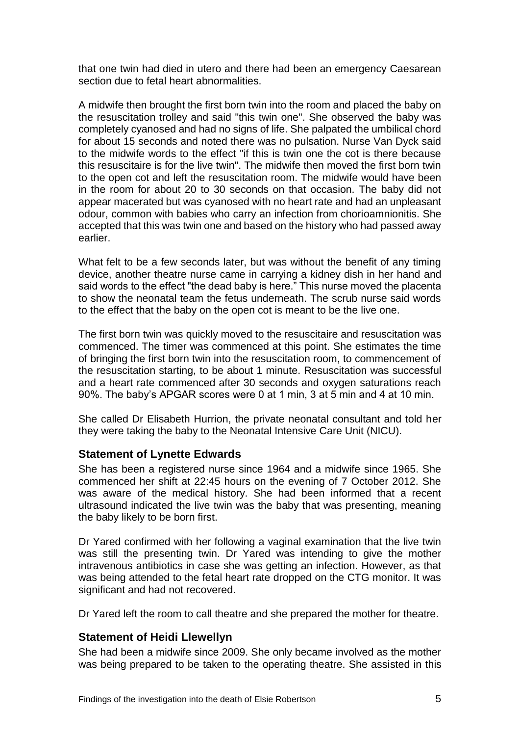that one twin had died in utero and there had been an emergency Caesarean section due to fetal heart abnormalities.

A midwife then brought the first born twin into the room and placed the baby on the resuscitation trolley and said "this twin one". She observed the baby was completely cyanosed and had no signs of life. She palpated the umbilical chord for about 15 seconds and noted there was no pulsation. Nurse Van Dyck said to the midwife words to the effect "if this is twin one the cot is there because this resuscitaire is for the live twin". The midwife then moved the first born twin to the open cot and left the resuscitation room. The midwife would have been in the room for about 20 to 30 seconds on that occasion. The baby did not appear macerated but was cyanosed with no heart rate and had an unpleasant odour, common with babies who carry an infection from chorioamnionitis. She accepted that this was twin one and based on the history who had passed away earlier.

What felt to be a few seconds later, but was without the benefit of any timing device, another theatre nurse came in carrying a kidney dish in her hand and said words to the effect "the dead baby is here." This nurse moved the placenta to show the neonatal team the fetus underneath. The scrub nurse said words to the effect that the baby on the open cot is meant to be the live one.

The first born twin was quickly moved to the resuscitaire and resuscitation was commenced. The timer was commenced at this point. She estimates the time of bringing the first born twin into the resuscitation room, to commencement of the resuscitation starting, to be about 1 minute. Resuscitation was successful and a heart rate commenced after 30 seconds and oxygen saturations reach 90%. The baby's APGAR scores were 0 at 1 min, 3 at 5 min and 4 at 10 min.

She called Dr Elisabeth Hurrion, the private neonatal consultant and told her they were taking the baby to the Neonatal Intensive Care Unit (NICU).

### Statement of Lynette Edwards

She has been a registered nurse since 1964 and a midwife since 1965. She commenced her shift at 22:45 hours on the evening of 7 October 2012. She was aware of the medical history. She had been informed that a recent ultrasound indicated the live twin was the baby that was presenting, meaning the baby likely to be born first.

Dr Yared confirmed with her following a vaginal examination that the live twin was still the presenting twin. Dr Yared was intending to give the mother intravenous antibiotics in case she was getting an infection. However, as that was being attended to the fetal heart rate dropped on the CTG monitor. It was significant and had not recovered.

Dr Yared left the room to call theatre and she prepared the mother for theatre.

### Statement of Heidi Llewellyn

She had been a midwife since 2009. She only became involved as the mother was being prepared to be taken to the operating theatre. She assisted in this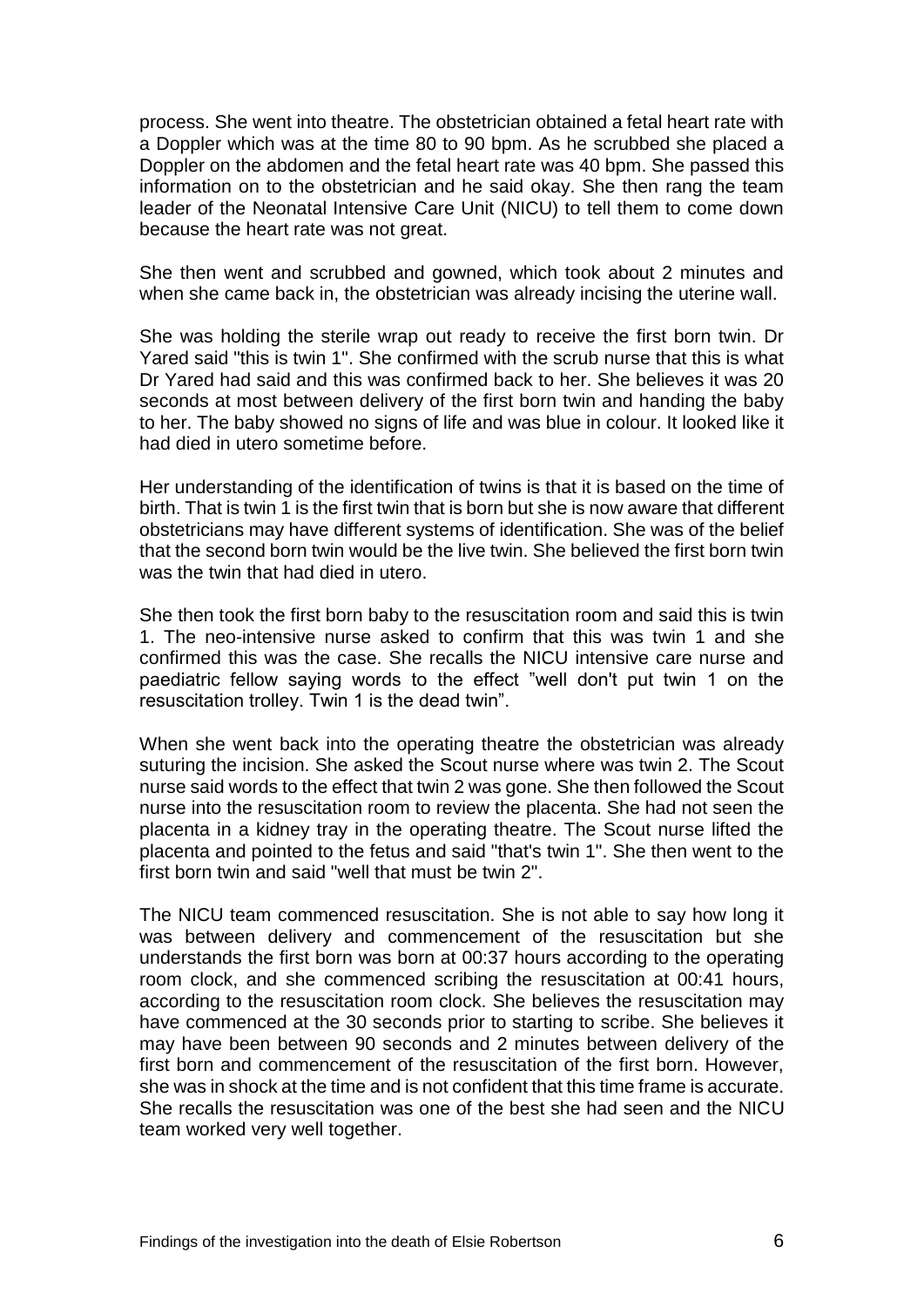process. She went into theatre. The obstetrician obtained a fetal heart rate with a Doppler which was at the time 80 to 90 bpm. As he scrubbed she placed a Doppler on the abdomen and the fetal heart rate was 40 bpm. She passed this information on to the obstetrician and he said okay. She then rang the team leader of the Neonatal Intensive Care Unit (NICU) to tell them to come down because the heart rate was not great.

She then went and scrubbed and gowned, which took about 2 minutes and when she came back in, the obstetrician was already incising the uterine wall.

She was holding the sterile wrap out ready to receive the first born twin. Dr Yared said "this is twin 1". She confirmed with the scrub nurse that this is what Dr Yared had said and this was confirmed back to her. She believes it was 20 seconds at most between delivery of the first born twin and handing the baby to her. The baby showed no signs of life and was blue in colour. It looked like it had died in utero sometime before.

Her understanding of the identification of twins is that it is based on the time of birth. That is twin 1 is the first twin that is born but she is now aware that different obstetricians may have different systems of identification. She was of the belief that the second born twin would be the live twin. She believed the first born twin was the twin that had died in utero.

She then took the first born baby to the resuscitation room and said this is twin 1. The neo-intensive nurse asked to confirm that this was twin 1 and she confirmed this was the case. She recalls the NICU intensive care nurse and paediatric fellow saying words to the effect "well don't put twin 1 on the resuscitation trolley. Twin 1 is the dead twin".

When she went back into the operating theatre the obstetrician was already suturing the incision. She asked the Scout nurse where was twin 2. The Scout nurse said words to the effect that twin 2 was gone. She then followed the Scout nurse into the resuscitation room to review the placenta. She had not seen the placenta in a kidney tray in the operating theatre. The Scout nurse lifted the placenta and pointed to the fetus and said "that's twin 1". She then went to the first born twin and said "well that must be twin 2".

The NICU team commenced resuscitation. She is not able to say how long it was between delivery and commencement of the resuscitation but she understands the first born was born at 00:37 hours according to the operating room clock, and she commenced scribing the resuscitation at 00:41 hours, according to the resuscitation room clock. She believes the resuscitation may have commenced at the 30 seconds prior to starting to scribe. She believes it may have been between 90 seconds and 2 minutes between delivery of the first born and commencement of the resuscitation of the first born. However, she was in shock at the time and is not confident that this time frame is accurate. She recalls the resuscitation was one of the best she had seen and the NICU team worked very well together.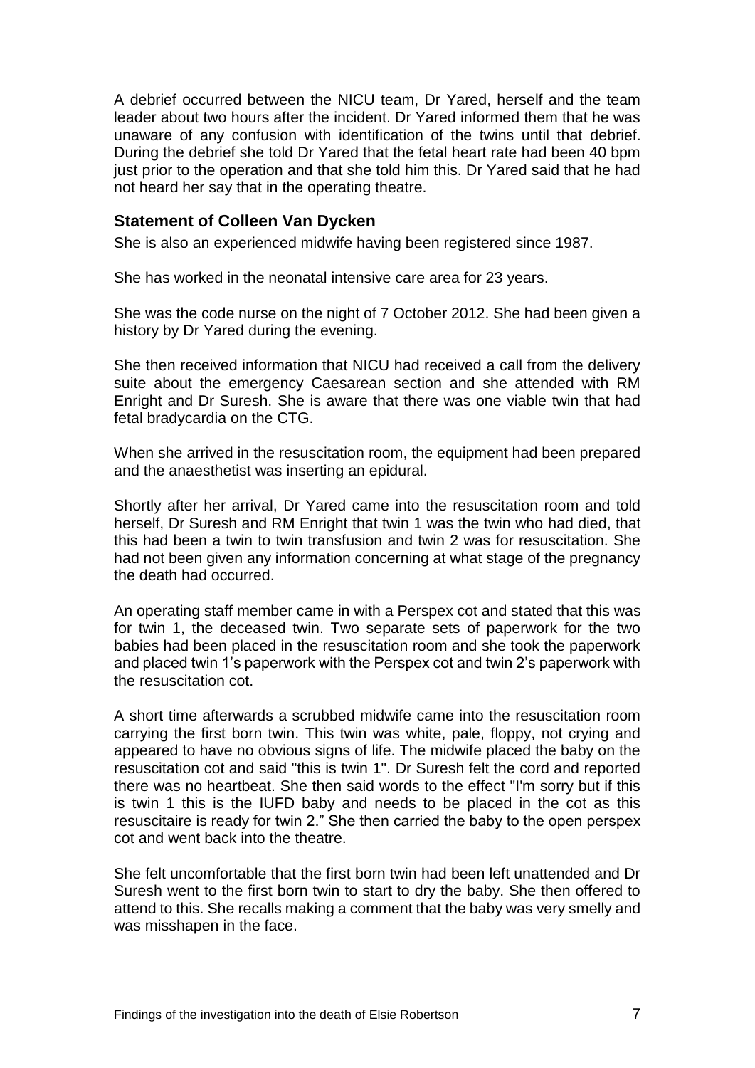A debrief occurred between the NICU team, Dr Yared, herself and the team leader about two hours after the incident. Dr Yared informed them that he was unaware of any confusion with identification of the twins until that debrief. During the debrief she told Dr Yared that the fetal heart rate had been 40 bpm just prior to the operation and that she told him this. Dr Yared said that he had not heard her say that in the operating theatre.

### Statement of Colleen Van Dycken

She is also an experienced midwife having been registered since 1987.

She has worked in the neonatal intensive care area for 23 years.

She was the code nurse on the night of 7 October 2012. She had been given a history by Dr Yared during the evening.

She then received information that NICU had received a call from the delivery suite about the emergency Caesarean section and she attended with RM Enright and Dr Suresh. She is aware that there was one viable twin that had fetal bradycardia on the CTG.

When she arrived in the resuscitation room, the equipment had been prepared and the anaesthetist was inserting an epidural.

Shortly after her arrival, Dr Yared came into the resuscitation room and told herself, Dr Suresh and RM Enright that twin 1 was the twin who had died, that this had been a twin to twin transfusion and twin 2 was for resuscitation. She had not been given any information concerning at what stage of the pregnancy the death had occurred.

An operating staff member came in with a Perspex cot and stated that this was for twin 1, the deceased twin. Two separate sets of paperwork for the two babies had been placed in the resuscitation room and she took the paperwork and placed twin 1's paperwork with the Perspex cot and twin 2's paperwork with the resuscitation cot.

A short time afterwards a scrubbed midwife came into the resuscitation room carrying the first born twin. This twin was white, pale, floppy, not crying and appeared to have no obvious signs of life. The midwife placed the baby on the resuscitation cot and said "this is twin 1". Dr Suresh felt the cord and reported there was no heartbeat. She then said words to the effect "I'm sorry but if this is twin 1 this is the IUFD baby and needs to be placed in the cot as this resuscitaire is ready for twin 2." She then carried the baby to the open perspex cot and went back into the theatre.

She felt uncomfortable that the first born twin had been left unattended and Dr Suresh went to the first born twin to start to dry the baby. She then offered to attend to this. She recalls making a comment that the baby was very smelly and was misshapen in the face.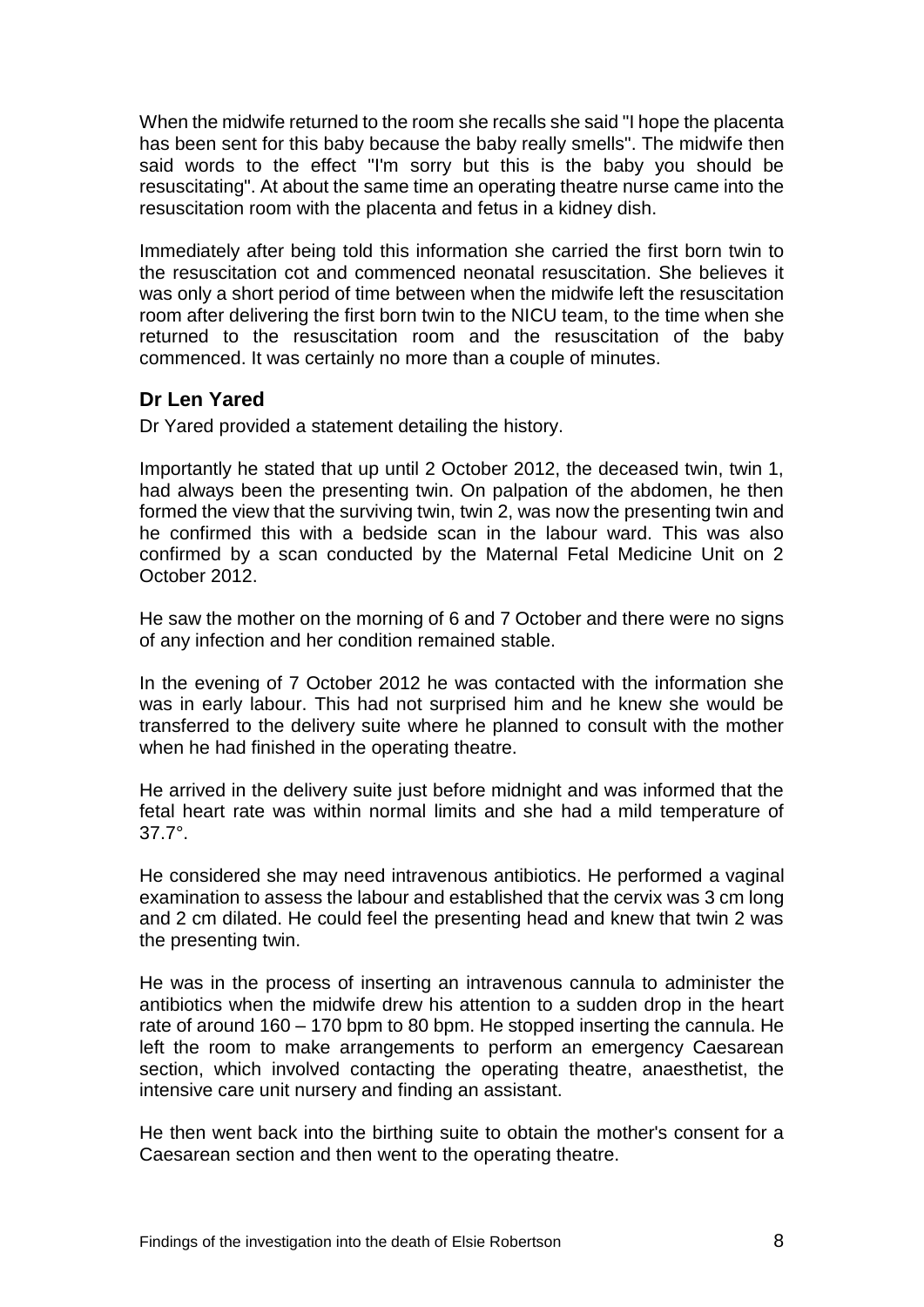When the midwife returned to the room she recalls she said "I hope the placenta has been sent for this baby because the baby really smells". The midwife then said words to the effect "I'm sorry but this is the baby you should be resuscitating". At about the same time an operating theatre nurse came into the resuscitation room with the placenta and fetus in a kidney dish.

Immediately after being told this information she carried the first born twin to the resuscitation cot and commenced neonatal resuscitation. She believes it was only a short period of time between when the midwife left the resuscitation room after delivering the first born twin to the NICU team, to the time when she returned to the resuscitation room and the resuscitation of the baby commenced. It was certainly no more than a couple of minutes.

### Dr Len Yared

Dr Yared provided a statement detailing the history.

Importantly he stated that up until 2 October 2012, the deceased twin, twin 1, had always been the presenting twin. On palpation of the abdomen, he then formed the view that the surviving twin, twin 2, was now the presenting twin and he confirmed this with a bedside scan in the labour ward. This was also confirmed by a scan conducted by the Maternal Fetal Medicine Unit on 2 October 2012.

He saw the mother on the morning of 6 and 7 October and there were no signs of any infection and her condition remained stable.

In the evening of 7 October 2012 he was contacted with the information she was in early labour. This had not surprised him and he knew she would be transferred to the delivery suite where he planned to consult with the mother when he had finished in the operating theatre.

He arrived in the delivery suite just before midnight and was informed that the fetal heart rate was within normal limits and she had a mild temperature of 37.7°.

He considered she may need intravenous antibiotics. He performed a vaginal examination to assess the labour and established that the cervix was 3 cm long and 2 cm dilated. He could feel the presenting head and knew that twin 2 was the presenting twin.

He was in the process of inserting an intravenous cannula to administer the antibiotics when the midwife drew his attention to a sudden drop in the heart rate of around 160 – 170 bpm to 80 bpm. He stopped inserting the cannula. He left the room to make arrangements to perform an emergency Caesarean section, which involved contacting the operating theatre, anaesthetist, the intensive care unit nursery and finding an assistant.

He then went back into the birthing suite to obtain the mother's consent for a Caesarean section and then went to the operating theatre.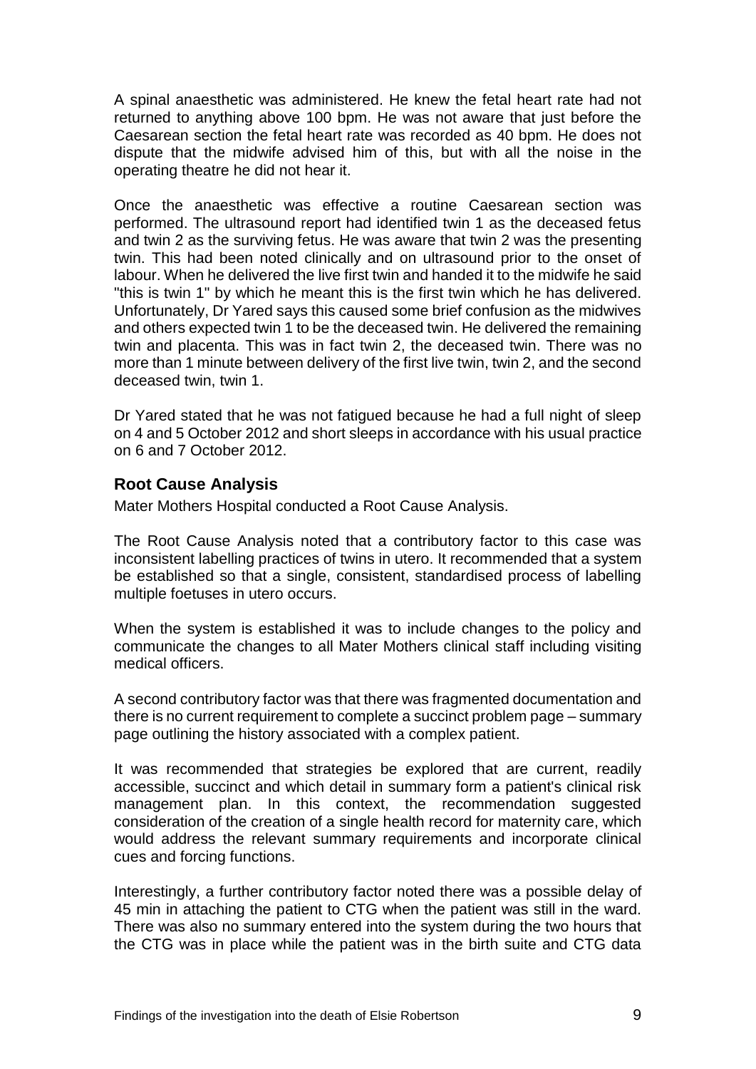A spinal anaesthetic was administered. He knew the fetal heart rate had not returned to anything above 100 bpm. He was not aware that just before the Caesarean section the fetal heart rate was recorded as 40 bpm. He does not dispute that the midwife advised him of this, but with all the noise in the operating theatre he did not hear it.

Once the anaesthetic was effective a routine Caesarean section was performed. The ultrasound report had identified twin 1 as the deceased fetus and twin 2 as the surviving fetus. He was aware that twin 2 was the presenting twin. This had been noted clinically and on ultrasound prior to the onset of labour. When he delivered the live first twin and handed it to the midwife he said "this is twin 1" by which he meant this is the first twin which he has delivered. Unfortunately, Dr Yared says this caused some brief confusion as the midwives and others expected twin 1 to be the deceased twin. He delivered the remaining twin and placenta. This was in fact twin 2, the deceased twin. There was no more than 1 minute between delivery of the first live twin, twin 2, and the second deceased twin, twin 1.

Dr Yared stated that he was not fatigued because he had a full night of sleep on 4 and 5 October 2012 and short sleeps in accordance with his usual practice on 6 and 7 October 2012.

## Root Cause Analysis

Mater Mothers Hospital conducted a Root Cause Analysis.

The Root Cause Analysis noted that a contributory factor to this case was inconsistent labelling practices of twins in utero. It recommended that a system be established so that a single, consistent, standardised process of labelling multiple foetuses in utero occurs.

When the system is established it was to include changes to the policy and communicate the changes to all Mater Mothers clinical staff including visiting medical officers.

A second contributory factor was that there was fragmented documentation and there is no current requirement to complete a succinct problem page – summary page outlining the history associated with a complex patient.

It was recommended that strategies be explored that are current, readily accessible, succinct and which detail in summary form a patient's clinical risk management plan. In this context, the recommendation suggested consideration of the creation of a single health record for maternity care, which would address the relevant summary requirements and incorporate clinical cues and forcing functions.

Interestingly, a further contributory factor noted there was a possible delay of 45 min in attaching the patient to CTG when the patient was still in the ward. There was also no summary entered into the system during the two hours that the CTG was in place while the patient was in the birth suite and CTG data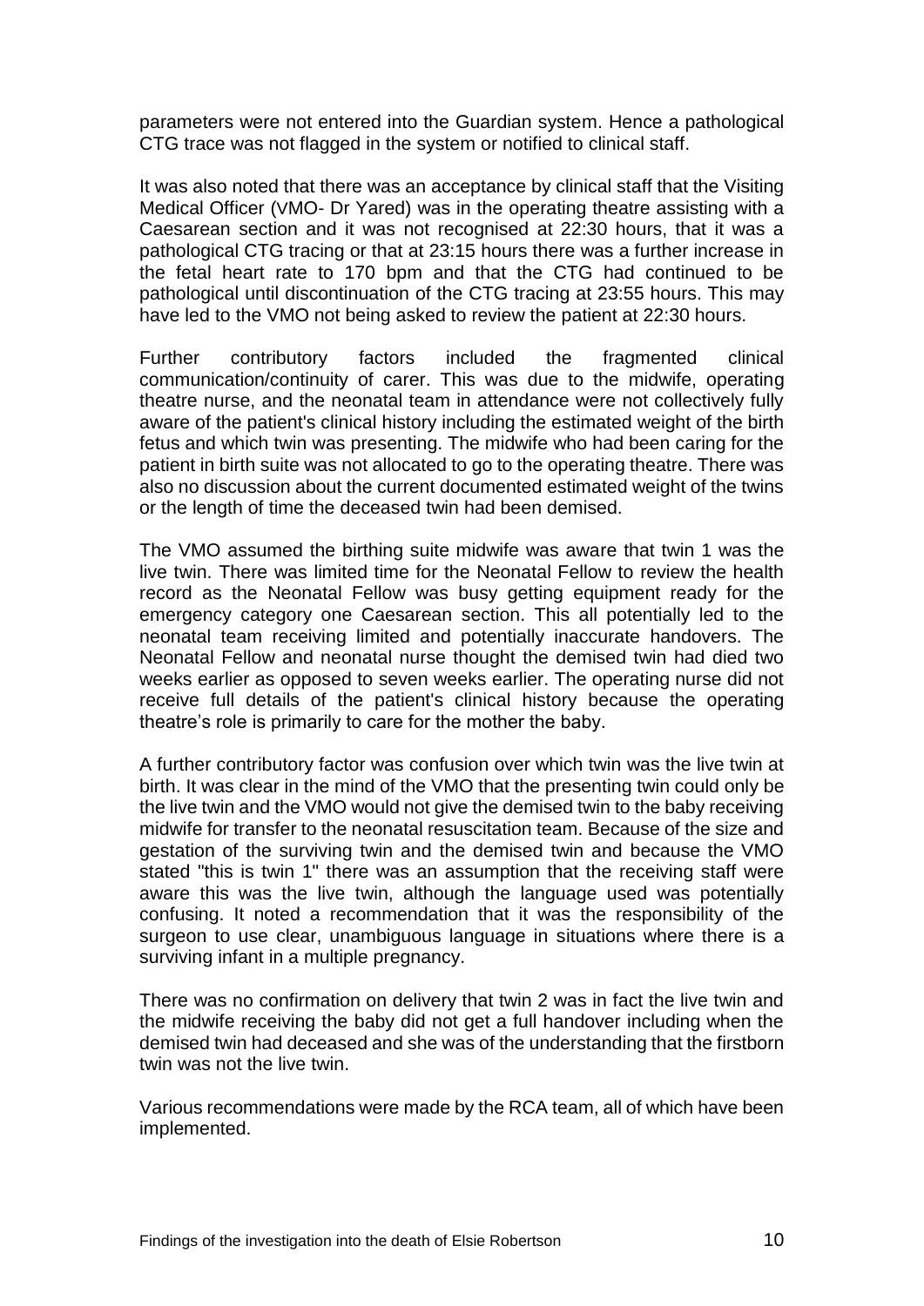parameters were not entered into the Guardian system. Hence a pathological CTG trace was not flagged in the system or notified to clinical staff.

It was also noted that there was an acceptance by clinical staff that the Visiting Medical Officer (VMO- Dr Yared) was in the operating theatre assisting with a Caesarean section and it was not recognised at 22:30 hours, that it was a pathological CTG tracing or that at 23:15 hours there was a further increase in the fetal heart rate to 170 bpm and that the CTG had continued to be pathological until discontinuation of the CTG tracing at 23:55 hours. This may have led to the VMO not being asked to review the patient at 22:30 hours.

Further contributory factors included the fragmented clinical communication/continuity of carer. This was due to the midwife, operating theatre nurse, and the neonatal team in attendance were not collectively fully aware of the patient's clinical history including the estimated weight of the birth fetus and which twin was presenting. The midwife who had been caring for the patient in birth suite was not allocated to go to the operating theatre. There was also no discussion about the current documented estimated weight of the twins or the length of time the deceased twin had been demised.

The VMO assumed the birthing suite midwife was aware that twin 1 was the live twin. There was limited time for the Neonatal Fellow to review the health record as the Neonatal Fellow was busy getting equipment ready for the emergency category one Caesarean section. This all potentially led to the neonatal team receiving limited and potentially inaccurate handovers. The Neonatal Fellow and neonatal nurse thought the demised twin had died two weeks earlier as opposed to seven weeks earlier. The operating nurse did not receive full details of the patient's clinical history because the operating theatre's role is primarily to care for the mother the baby.

A further contributory factor was confusion over which twin was the live twin at birth. It was clear in the mind of the VMO that the presenting twin could only be the live twin and the VMO would not give the demised twin to the baby receiving midwife for transfer to the neonatal resuscitation team. Because of the size and gestation of the surviving twin and the demised twin and because the VMO stated "this is twin 1" there was an assumption that the receiving staff were aware this was the live twin, although the language used was potentially confusing. It noted a recommendation that it was the responsibility of the surgeon to use clear, unambiguous language in situations where there is a surviving infant in a multiple pregnancy.

There was no confirmation on delivery that twin 2 was in fact the live twin and the midwife receiving the baby did not get a full handover including when the demised twin had deceased and she was of the understanding that the firstborn twin was not the live twin.

Various recommendations were made by the RCA team, all of which have been implemented.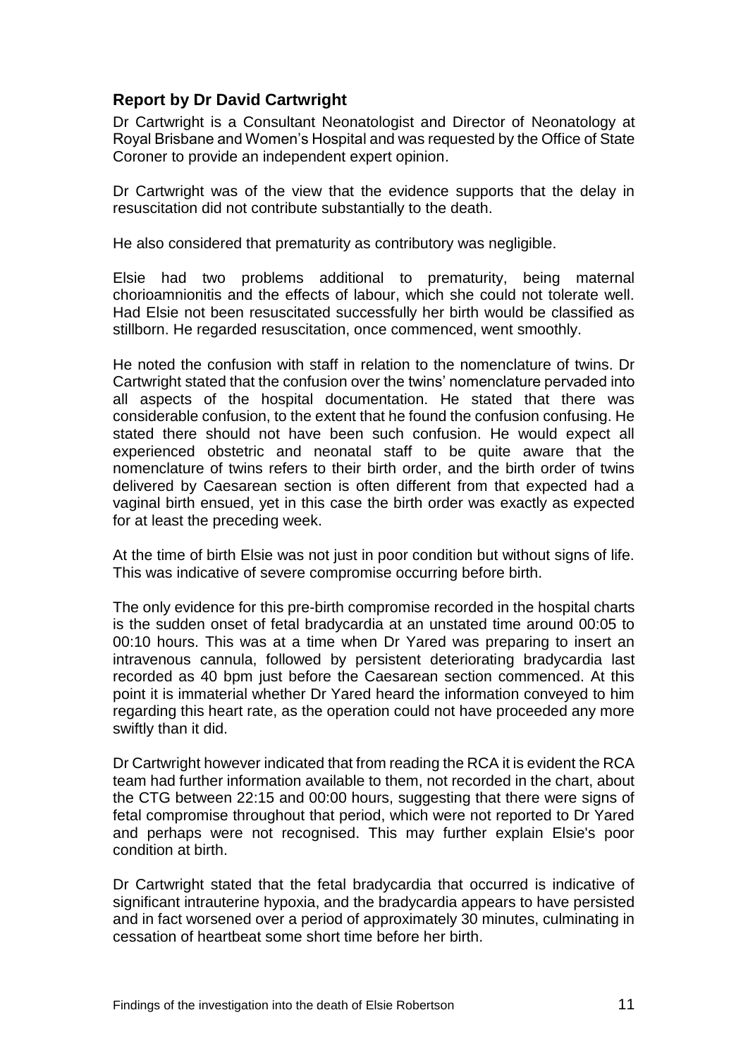## Report by Dr David Cartwright

Dr Cartwright is a Consultant Neonatologist and Director of Neonatology at Royal Brisbane and Women's Hospital and was requested by the Office of State Coroner to provide an independent expert opinion.

Dr Cartwright was of the view that the evidence supports that the delay in resuscitation did not contribute substantially to the death.

He also considered that prematurity as contributory was negligible.

Elsie had two problems additional to prematurity, being maternal chorioamnionitis and the effects of labour, which she could not tolerate well. Had Elsie not been resuscitated successfully her birth would be classified as stillborn. He regarded resuscitation, once commenced, went smoothly.

He noted the confusion with staff in relation to the nomenclature of twins. Dr Cartwright stated that the confusion over the twins' nomenclature pervaded into all aspects of the hospital documentation. He stated that there was considerable confusion, to the extent that he found the confusion confusing. He stated there should not have been such confusion. He would expect all experienced obstetric and neonatal staff to be quite aware that the nomenclature of twins refers to their birth order, and the birth order of twins delivered by Caesarean section is often different from that expected had a vaginal birth ensued, yet in this case the birth order was exactly as expected for at least the preceding week.

At the time of birth Elsie was not just in poor condition but without signs of life. This was indicative of severe compromise occurring before birth.

The only evidence for this pre-birth compromise recorded in the hospital charts is the sudden onset of fetal bradycardia at an unstated time around 00:05 to 00:10 hours. This was at a time when Dr Yared was preparing to insert an intravenous cannula, followed by persistent deteriorating bradycardia last recorded as 40 bpm just before the Caesarean section commenced. At this point it is immaterial whether Dr Yared heard the information conveyed to him regarding this heart rate, as the operation could not have proceeded any more swiftly than it did.

Dr Cartwright however indicated that from reading the RCA it is evident the RCA team had further information available to them, not recorded in the chart, about the CTG between 22:15 and 00:00 hours, suggesting that there were signs of fetal compromise throughout that period, which were not reported to Dr Yared and perhaps were not recognised. This may further explain Elsie's poor condition at birth.

Dr Cartwright stated that the fetal bradycardia that occurred is indicative of significant intrauterine hypoxia, and the bradycardia appears to have persisted and in fact worsened over a period of approximately 30 minutes, culminating in cessation of heartbeat some short time before her birth.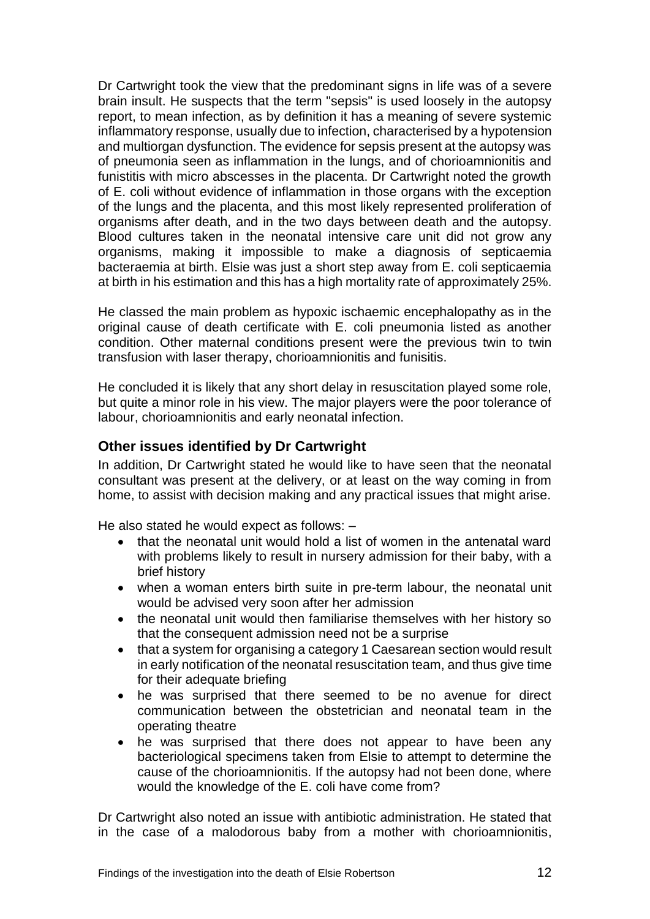Dr Cartwright took the view that the predominant signs in life was of a severe brain insult. He suspects that the term "sepsis" is used loosely in the autopsy report, to mean infection, as by definition it has a meaning of severe systemic inflammatory response, usually due to infection, characterised by a hypotension and multiorgan dysfunction. The evidence for sepsis present at the autopsy was of pneumonia seen as inflammation in the lungs, and of chorioamnionitis and funistitis with micro abscesses in the placenta. Dr Cartwright noted the growth of E. coli without evidence of inflammation in those organs with the exception of the lungs and the placenta, and this most likely represented proliferation of organisms after death, and in the two days between death and the autopsy. Blood cultures taken in the neonatal intensive care unit did not grow any organisms, making it impossible to make a diagnosis of septicaemia bacteraemia at birth. Elsie was just a short step away from E. coli septicaemia at birth in his estimation and this has a high mortality rate of approximately 25%.

He classed the main problem as hypoxic ischaemic encephalopathy as in the original cause of death certificate with E. coli pneumonia listed as another condition. Other maternal conditions present were the previous twin to twin transfusion with laser therapy, chorioamnionitis and funisitis.

He concluded it is likely that any short delay in resuscitation played some role, but quite a minor role in his view. The major players were the poor tolerance of labour, chorioamnionitis and early neonatal infection.

### Other issues identified by Dr Cartwright

In addition, Dr Cartwright stated he would like to have seen that the neonatal consultant was present at the delivery, or at least on the way coming in from home, to assist with decision making and any practical issues that might arise.

He also stated he would expect as follows: –

- that the neonatal unit would hold a list of women in the antenatal ward with problems likely to result in nursery admission for their baby, with a brief history
- when a woman enters birth suite in pre-term labour, the neonatal unit would be advised very soon after her admission
- the neonatal unit would then familiarise themselves with her history so that the consequent admission need not be a surprise
- that a system for organising a category 1 Caesarean section would result in early notification of the neonatal resuscitation team, and thus give time for their adequate briefing
- he was surprised that there seemed to be no avenue for direct communication between the obstetrician and neonatal team in the operating theatre
- he was surprised that there does not appear to have been any bacteriological specimens taken from Elsie to attempt to determine the cause of the chorioamnionitis. If the autopsy had not been done, where would the knowledge of the E. coli have come from?

Dr Cartwright also noted an issue with antibiotic administration. He stated that in the case of a malodorous baby from a mother with chorioamnionitis,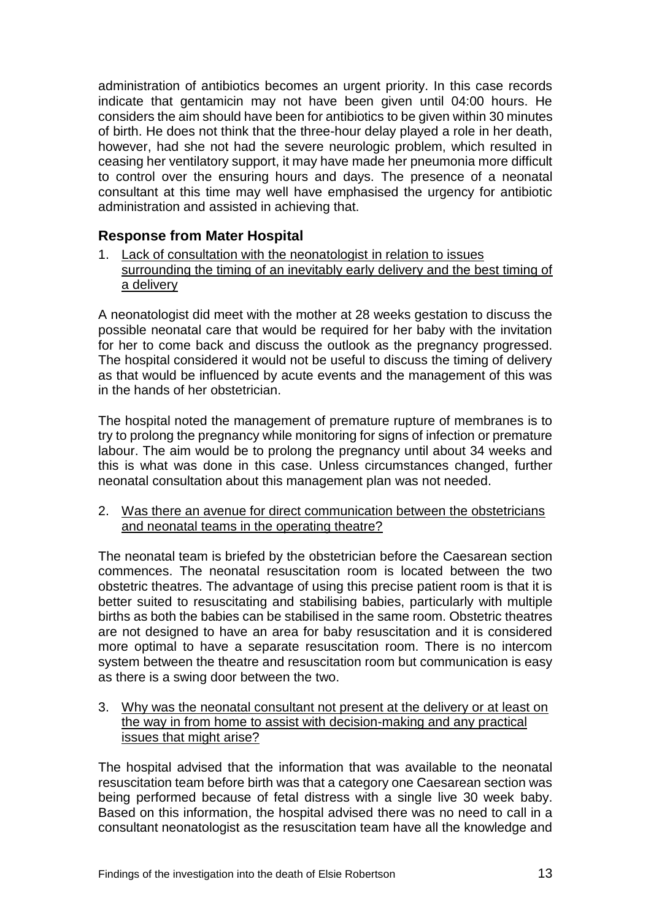administration of antibiotics becomes an urgent priority. In this case records indicate that gentamicin may not have been given until 04:00 hours. He considers the aim should have been for antibiotics to be given within 30 minutes of birth. He does not think that the three-hour delay played a role in her death, however, had she not had the severe neurologic problem, which resulted in ceasing her ventilatory support, it may have made her pneumonia more difficult to control over the ensuring hours and days. The presence of a neonatal consultant at this time may well have emphasised the urgency for antibiotic administration and assisted in achieving that.

## Response from Mater Hospital

1. Lack of consultation with the neonatologist in relation to issues surrounding the timing of an inevitably early delivery and the best timing of a delivery

A neonatologist did meet with the mother at 28 weeks gestation to discuss the possible neonatal care that would be required for her baby with the invitation for her to come back and discuss the outlook as the pregnancy progressed. The hospital considered it would not be useful to discuss the timing of delivery as that would be influenced by acute events and the management of this was in the hands of her obstetrician.

The hospital noted the management of premature rupture of membranes is to try to prolong the pregnancy while monitoring for signs of infection or premature labour. The aim would be to prolong the pregnancy until about 34 weeks and this is what was done in this case. Unless circumstances changed, further neonatal consultation about this management plan was not needed.

2. Was there an avenue for direct communication between the obstetricians and neonatal teams in the operating theatre?

The neonatal team is briefed by the obstetrician before the Caesarean section commences. The neonatal resuscitation room is located between the two obstetric theatres. The advantage of using this precise patient room is that it is better suited to resuscitating and stabilising babies, particularly with multiple births as both the babies can be stabilised in the same room. Obstetric theatres are not designed to have an area for baby resuscitation and it is considered more optimal to have a separate resuscitation room. There is no intercom system between the theatre and resuscitation room but communication is easy as there is a swing door between the two.

3. Why was the neonatal consultant not present at the delivery or at least on the way in from home to assist with decision-making and any practical issues that might arise?

The hospital advised that the information that was available to the neonatal resuscitation team before birth was that a category one Caesarean section was being performed because of fetal distress with a single live 30 week baby. Based on this information, the hospital advised there was no need to call in a consultant neonatologist as the resuscitation team have all the knowledge and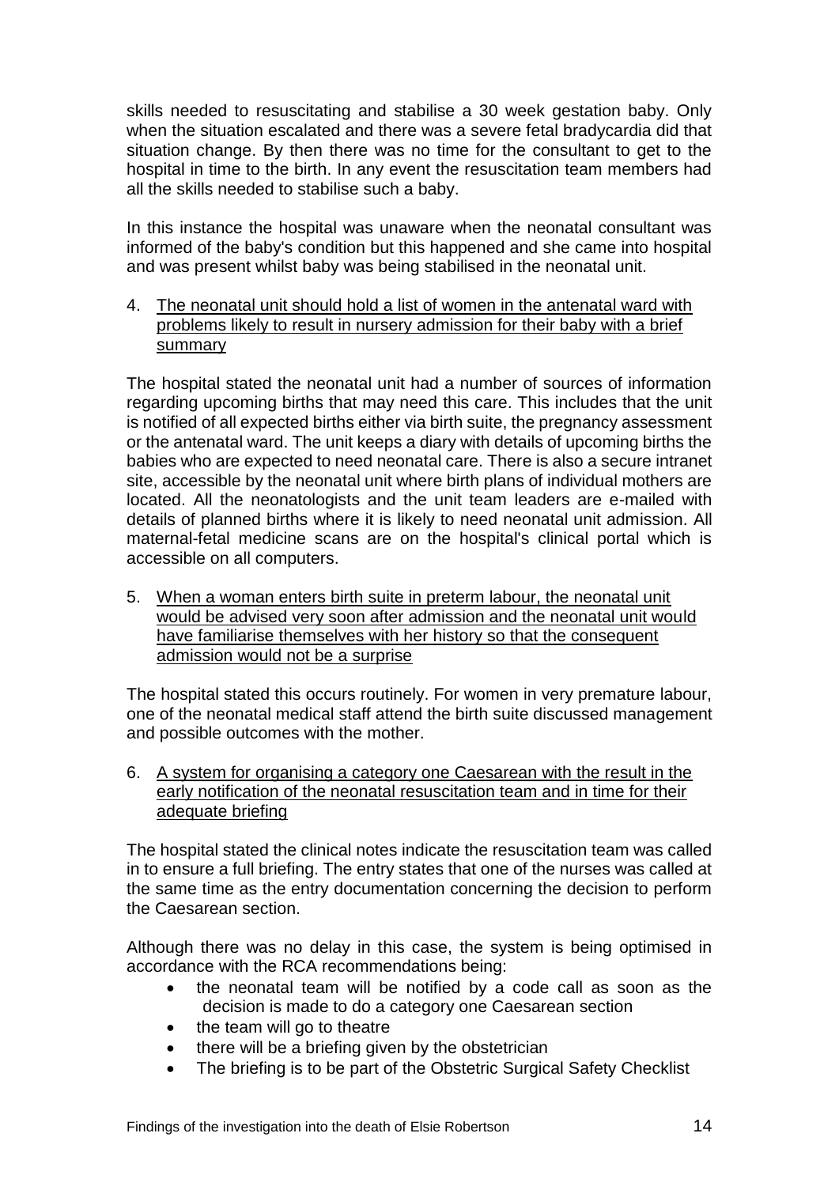skills needed to resuscitating and stabilise a 30 week gestation baby. Only when the situation escalated and there was a severe fetal bradycardia did that situation change. By then there was no time for the consultant to get to the hospital in time to the birth. In any event the resuscitation team members had all the skills needed to stabilise such a baby.

In this instance the hospital was unaware when the neonatal consultant was informed of the baby's condition but this happened and she came into hospital and was present whilst baby was being stabilised in the neonatal unit.

4. <u>The neonatal unit should hold a list of women in the antenatal ward with problems likely to result in nursery admission for their baby with a brief summary</u>

The hospital stated the neonatal unit had a number of sources of information regarding upcoming births that may need this care. This includes that the unit is notified of all expected births either via birth suite, the pregnancy assessment or the antenatal ward. The unit keeps a diary with details of upcoming births the babies who are expected to need neonatal care. There is also a secure intranet site, accessible by the neonatal unit where birth plans of individual mothers are located. All the neonatologists and the unit team leaders are e-mailed with details of planned births where it is likely to need neonatal unit admission. All maternal-fetal medicine scans are on the hospital's clinical portal which is accessible on all computers.

5. <u>When a woman enters birth suite in preterm labour, the neonatal unit would be advised very soon after admission and the neonatal unit would have familiarise themselves with her history so that the consequent admission would not be a surprise</u>

The hospital stated this occurs routinely. For women in very premature labour, one of the neonatal medical staff attend the birth suite discussed management and possible outcomes with the mother.

6. <u>A system for organising a category one Caesarean with the result in the early notification of the neonatal resuscitation team and in time for their adequate briefing</u>

The hospital stated the clinical notes indicate the resuscitation team was called in to ensure a full briefing. The entry states that one of the nurses was called at the same time as the entry documentation concerning the decision to perform the Caesarean section.

Although there was no delay in this case, the system is being optimised in accordance with the RCA recommendations being:

- the neonatal team will be notified by a code call as soon as the decision is made to do a category one Caesarean section
- the team will go to theatre
- there will be a briefing given by the obstetrician
- The briefing is to be part of the Obstetric Surgical Safety Checklist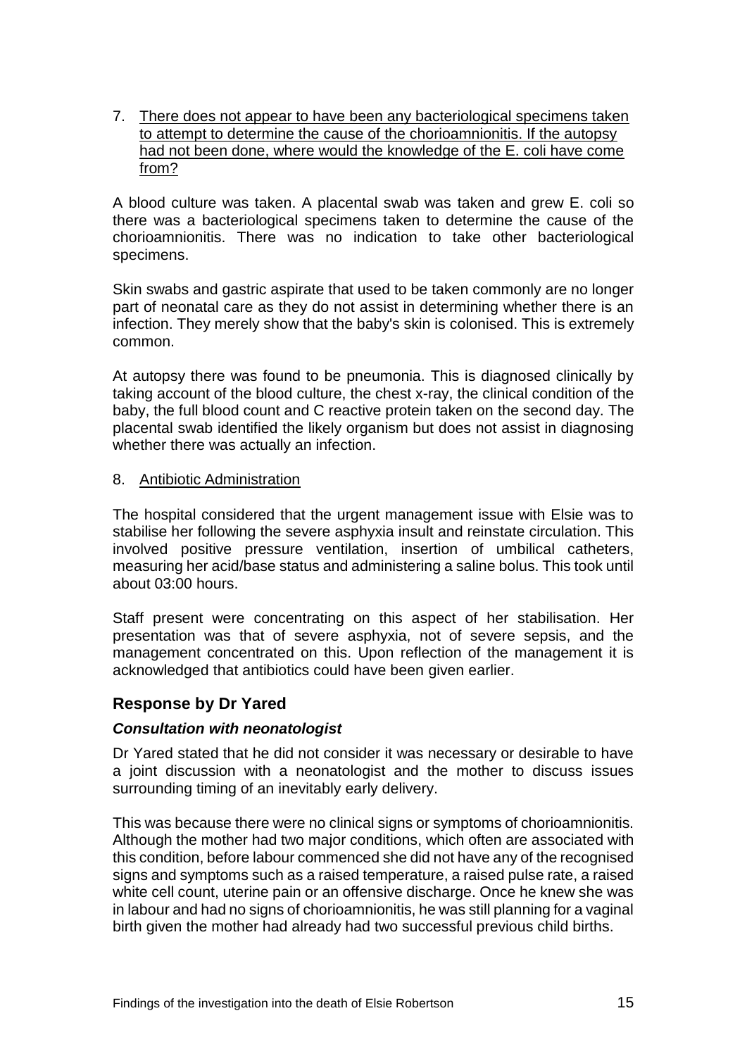7. <u>There does not appear to have been any bacteriological specimens taken to attempt to determine the cause of the chorioamnionitis. If the autopsy had not been done, where would the knowledge of the E. coli have come from?</u>

A blood culture was taken. A placental swab was taken and grew E. coli so there was a bacteriological specimens taken to determine the cause of the chorioamnionitis. There was no indication to take other bacteriological specimens.

Skin swabs and gastric aspirate that used to be taken commonly are no longer part of neonatal care as they do not assist in determining whether there is an infection. They merely show that the baby's skin is colonised. This is extremely common.

At autopsy there was found to be pneumonia. This is diagnosed clinically by taking account of the blood culture, the chest x-ray, the clinical condition of the baby, the full blood count and C reactive protein taken on the second day. The placental swab identified the likely organism but does not assist in diagnosing whether there was actually an infection.

8. <u>Antibiotic Administration</u>

The hospital considered that the urgent management issue with Elsie was to stabilise her following the severe asphyxia insult and reinstate circulation. This involved positive pressure ventilation, insertion of umbilical catheters, measuring her acid/base status and administering a saline bolus. This took until about 03:00 hours.

Staff present were concentrating on this aspect of her stabilisation. Her presentation was that of severe asphyxia, not of severe sepsis, and the management concentrated on this. Upon reflection of the management it is acknowledged that antibiotics could have been given earlier.

## Response by Dr Yared

### *Consultation with neonatologist*

Dr Yared stated that he did not consider it was necessary or desirable to have a joint discussion with a neonatologist and the mother to discuss issues surrounding timing of an inevitably early delivery.

This was because there were no clinical signs or symptoms of chorioamnionitis. Although the mother had two major conditions, which often are associated with this condition, before labour commenced she did not have any of the recognised signs and symptoms such as a raised temperature, a raised pulse rate, a raised white cell count, uterine pain or an offensive discharge. Once he knew she was in labour and had no signs of chorioamnionitis, he was still planning for a vaginal birth given the mother had already had two successful previous child births.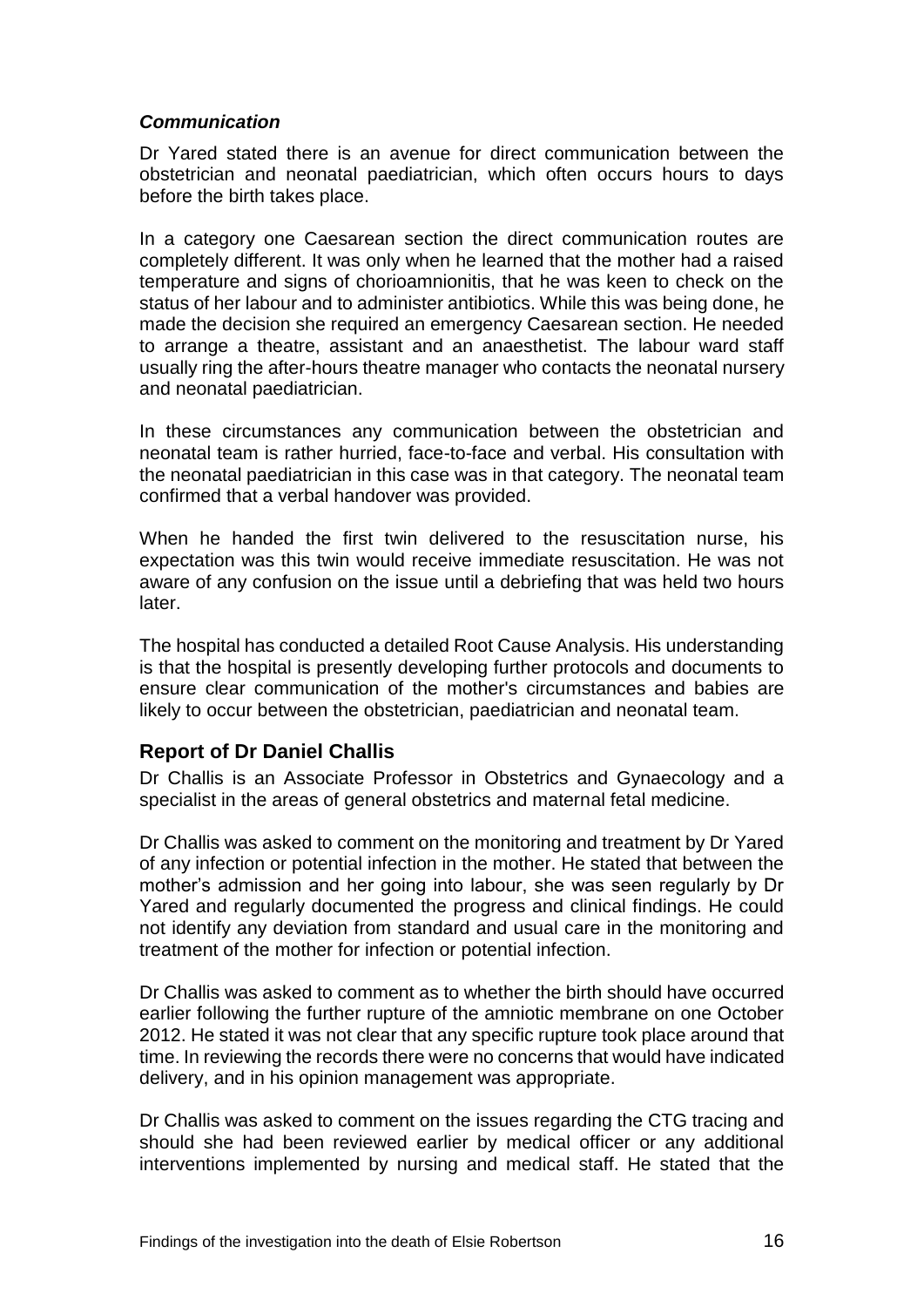### *Communication*

Dr Yared stated there is an avenue for direct communication between the obstetrician and neonatal paediatrician, which often occurs hours to days before the birth takes place.

In a category one Caesarean section the direct communication routes are completely different. It was only when he learned that the mother had a raised temperature and signs of chorioamnionitis, that he was keen to check on the status of her labour and to administer antibiotics. While this was being done, he made the decision she required an emergency Caesarean section. He needed to arrange a theatre, assistant and an anaesthetist. The labour ward staff usually ring the after-hours theatre manager who contacts the neonatal nursery and neonatal paediatrician.

In these circumstances any communication between the obstetrician and neonatal team is rather hurried, face-to-face and verbal. His consultation with the neonatal paediatrician in this case was in that category. The neonatal team confirmed that a verbal handover was provided.

When he handed the first twin delivered to the resuscitation nurse, his expectation was this twin would receive immediate resuscitation. He was not aware of any confusion on the issue until a debriefing that was held two hours later.

The hospital has conducted a detailed Root Cause Analysis. His understanding is that the hospital is presently developing further protocols and documents to ensure clear communication of the mother's circumstances and babies are likely to occur between the obstetrician, paediatrician and neonatal team.

## Report of Dr Daniel Challis

Dr Challis is an Associate Professor in Obstetrics and Gynaecology and a specialist in the areas of general obstetrics and maternal fetal medicine.

Dr Challis was asked to comment on the monitoring and treatment by Dr Yared of any infection or potential infection in the mother. He stated that between the mother's admission and her going into labour, she was seen regularly by Dr Yared and regularly documented the progress and clinical findings. He could not identify any deviation from standard and usual care in the monitoring and treatment of the mother for infection or potential infection.

Dr Challis was asked to comment as to whether the birth should have occurred earlier following the further rupture of the amniotic membrane on one October 2012. He stated it was not clear that any specific rupture took place around that time. In reviewing the records there were no concerns that would have indicated delivery, and in his opinion management was appropriate.

Dr Challis was asked to comment on the issues regarding the CTG tracing and should she had been reviewed earlier by medical officer or any additional interventions implemented by nursing and medical staff. He stated that the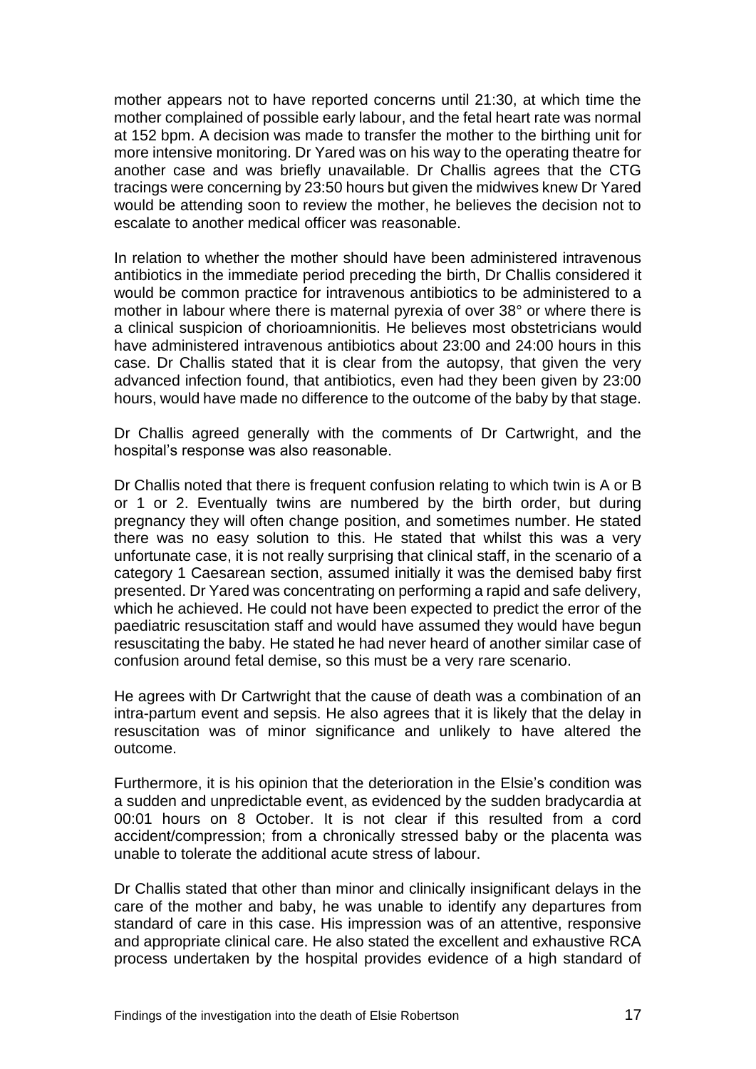mother appears not to have reported concerns until 21:30, at which time the mother complained of possible early labour, and the fetal heart rate was normal at 152 bpm. A decision was made to transfer the mother to the birthing unit for more intensive monitoring. Dr Yared was on his way to the operating theatre for another case and was briefly unavailable. Dr Challis agrees that the CTG tracings were concerning by 23:50 hours but given the midwives knew Dr Yared would be attending soon to review the mother, he believes the decision not to escalate to another medical officer was reasonable.

In relation to whether the mother should have been administered intravenous antibiotics in the immediate period preceding the birth, Dr Challis considered it would be common practice for intravenous antibiotics to be administered to a mother in labour where there is maternal pyrexia of over 38° or where there is a clinical suspicion of chorioamnionitis. He believes most obstetricians would have administered intravenous antibiotics about 23:00 and 24:00 hours in this case. Dr Challis stated that it is clear from the autopsy, that given the very advanced infection found, that antibiotics, even had they been given by 23:00 hours, would have made no difference to the outcome of the baby by that stage.

Dr Challis agreed generally with the comments of Dr Cartwright, and the hospital's response was also reasonable.

Dr Challis noted that there is frequent confusion relating to which twin is A or B or 1 or 2. Eventually twins are numbered by the birth order, but during pregnancy they will often change position, and sometimes number. He stated there was no easy solution to this. He stated that whilst this was a very unfortunate case, it is not really surprising that clinical staff, in the scenario of a category 1 Caesarean section, assumed initially it was the demised baby first presented. Dr Yared was concentrating on performing a rapid and safe delivery, which he achieved. He could not have been expected to predict the error of the paediatric resuscitation staff and would have assumed they would have begun resuscitating the baby. He stated he had never heard of another similar case of confusion around fetal demise, so this must be a very rare scenario.

He agrees with Dr Cartwright that the cause of death was a combination of an intra-partum event and sepsis. He also agrees that it is likely that the delay in resuscitation was of minor significance and unlikely to have altered the outcome.

Furthermore, it is his opinion that the deterioration in the Elsie's condition was a sudden and unpredictable event, as evidenced by the sudden bradycardia at 00:01 hours on 8 October. It is not clear if this resulted from a cord accident/compression; from a chronically stressed baby or the placenta was unable to tolerate the additional acute stress of labour.

Dr Challis stated that other than minor and clinically insignificant delays in the care of the mother and baby, he was unable to identify any departures from standard of care in this case. His impression was of an attentive, responsive and appropriate clinical care. He also stated the excellent and exhaustive RCA process undertaken by the hospital provides evidence of a high standard of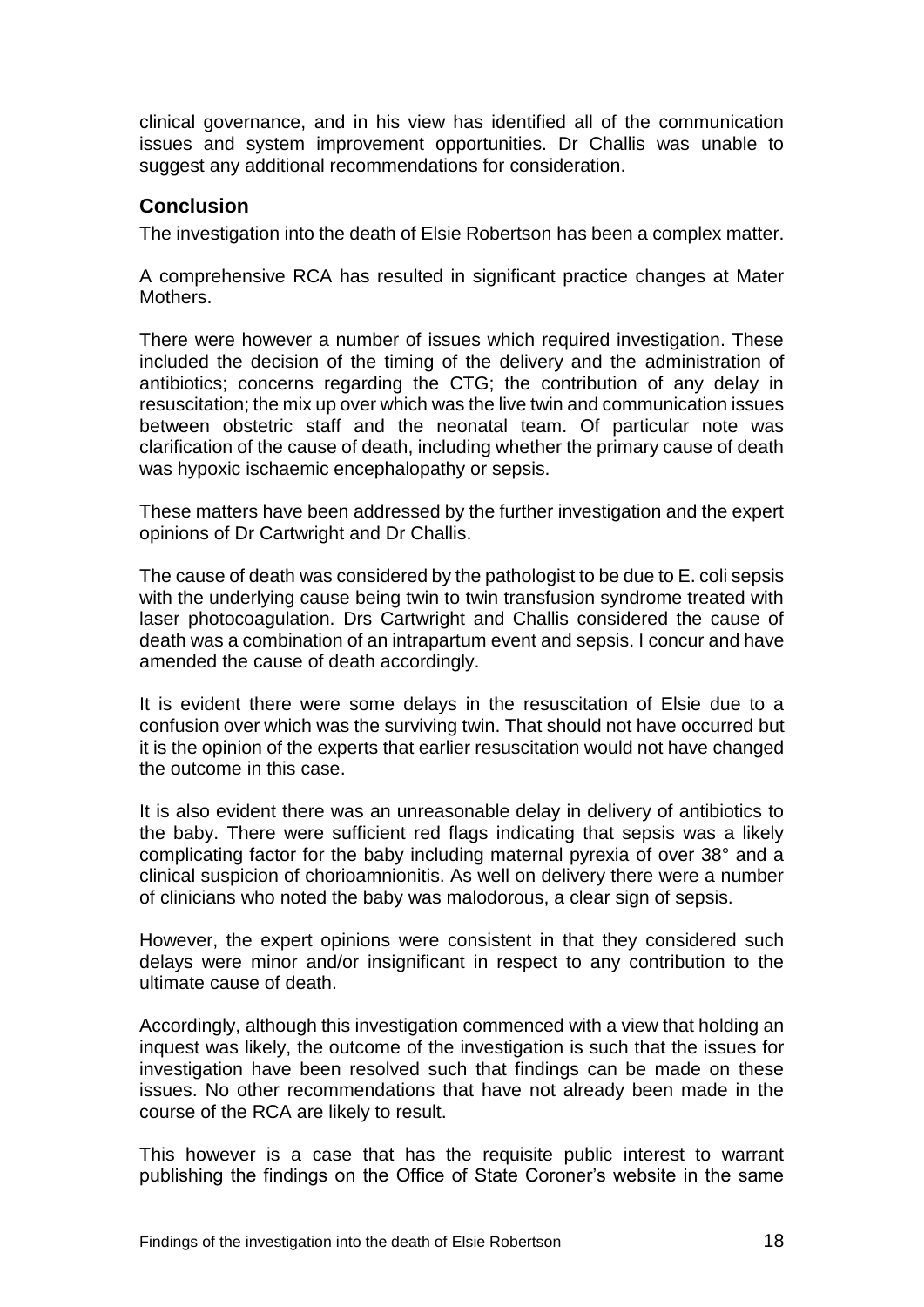clinical governance, and in his view has identified all of the communication issues and system improvement opportunities. Dr Challis was unable to suggest any additional recommendations for consideration.

## Conclusion

The investigation into the death of Elsie Robertson has been a complex matter.

A comprehensive RCA has resulted in significant practice changes at Mater Mothers.

There were however a number of issues which required investigation. These included the decision of the timing of the delivery and the administration of antibiotics; concerns regarding the CTG; the contribution of any delay in resuscitation; the mix up over which was the live twin and communication issues between obstetric staff and the neonatal team. Of particular note was clarification of the cause of death, including whether the primary cause of death was hypoxic ischaemic encephalopathy or sepsis.

These matters have been addressed by the further investigation and the expert opinions of Dr Cartwright and Dr Challis.

The cause of death was considered by the pathologist to be due to E. coli sepsis with the underlying cause being twin to twin transfusion syndrome treated with laser photocoagulation. Drs Cartwright and Challis considered the cause of death was a combination of an intrapartum event and sepsis. I concur and have amended the cause of death accordingly.

It is evident there were some delays in the resuscitation of Elsie due to a confusion over which was the surviving twin. That should not have occurred but it is the opinion of the experts that earlier resuscitation would not have changed the outcome in this case.

It is also evident there was an unreasonable delay in delivery of antibiotics to the baby. There were sufficient red flags indicating that sepsis was a likely complicating factor for the baby including maternal pyrexia of over 38° and a clinical suspicion of chorioamnionitis. As well on delivery there were a number of clinicians who noted the baby was malodorous, a clear sign of sepsis.

However, the expert opinions were consistent in that they considered such delays were minor and/or insignificant in respect to any contribution to the ultimate cause of death.

Accordingly, although this investigation commenced with a view that holding an inquest was likely, the outcome of the investigation is such that the issues for investigation have been resolved such that findings can be made on these issues. No other recommendations that have not already been made in the course of the RCA are likely to result.

This however is a case that has the requisite public interest to warrant publishing the findings on the Office of State Coroner's website in the same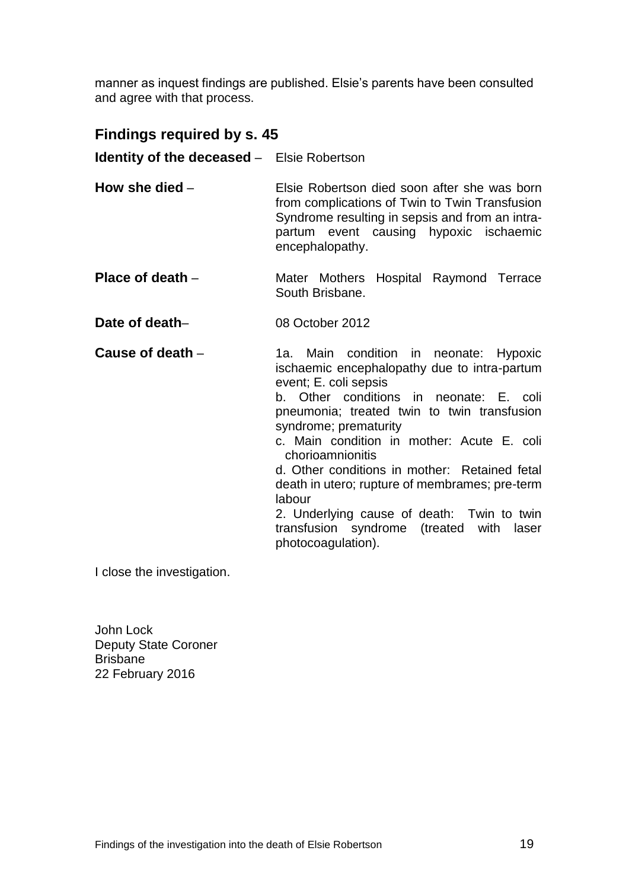manner as inquest findings are published. Elsie's parents have been consulted and agree with that process.

## Findings required by s. 45

**Identity of the deceased** – Elsie Robertson

**How she died** – Elsie Robertson died soon after she was born from complications of Twin to Twin Transfusion Syndrome resulting in sepsis and from an intra-partum event causing hypoxic ischaemic encephalopathy.

**Place of death** – Mater Mothers Hospital Raymond Terrace South Brisbane.

**Date of death**– 08 October 2012

**Cause of death** – 1a. Main condition in neonate: Hypoxic ischaemic encephalopathy due to intra-partum event; E. coli sepsis
b. Other conditions in neonate: E. coli pneumonia; treated twin to twin transfusion syndrome; prematurity
c. Main condition in mother: Acute E. coli chorioamnionitis
d. Other conditions in mother: Retained fetal death in utero; rupture of membrames; pre-term labour
2. Underlying cause of death: Twin to twin transfusion syndrome (treated with laser photocoagulation).

I close the investigation.

John Lock
Deputy State Coroner
Brisbane
22 February 2016